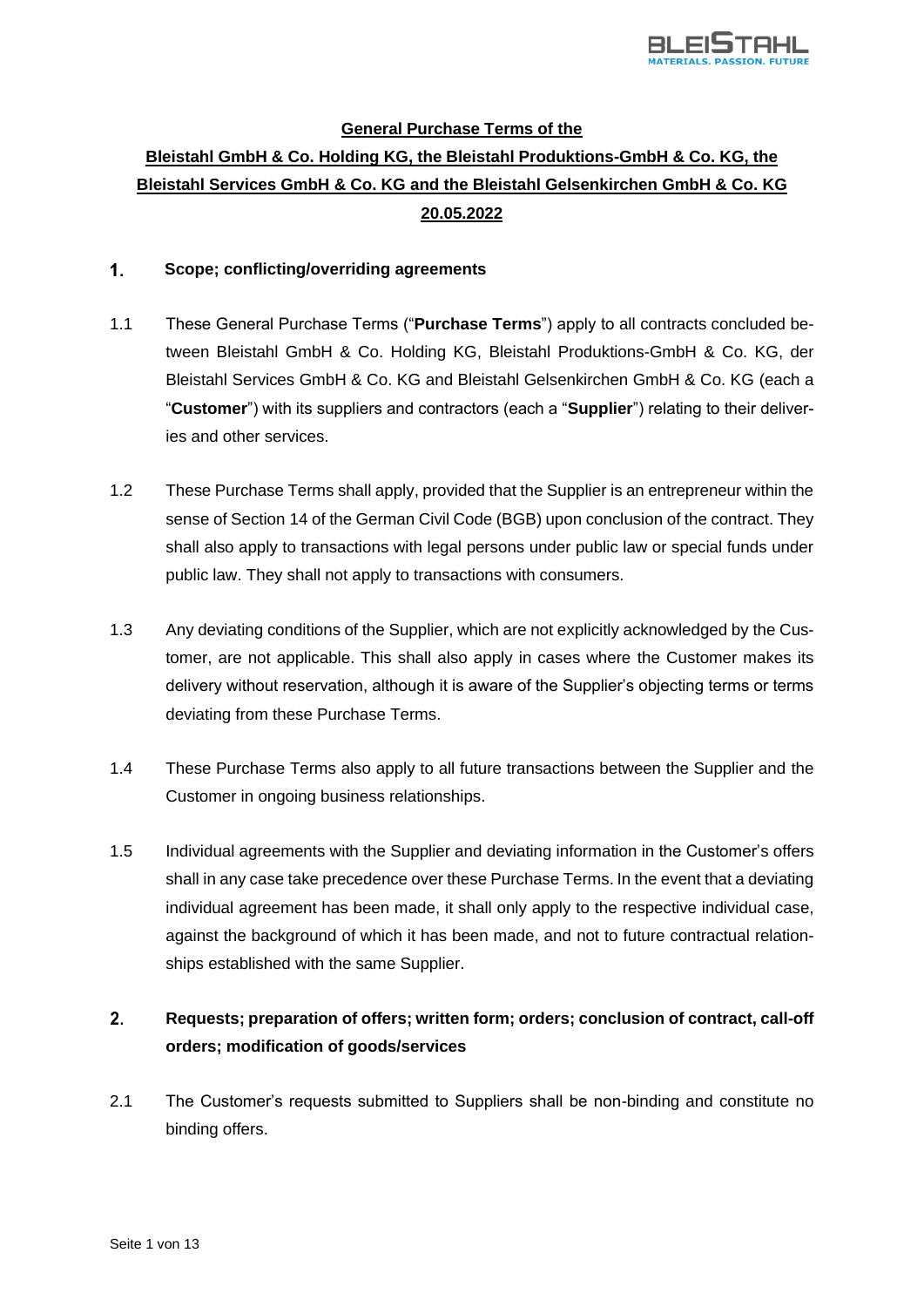**General Purchase Terms of the**

**Bleistahl GmbH & Co. Holding KG, the Bleistahl Produktions-GmbH & Co. KG, the Bleistahl Services GmbH & Co. KG and the Bleistahl Gelsenkirchen GmbH & Co. KG**

**20.05.2022**

## 1. Scope; conflicting/overriding agreements

1.1 These General Purchase Terms ("**Purchase Terms**") apply to all contracts concluded between Bleistahl GmbH & Co. Holding KG, Bleistahl Produktions-GmbH & Co. KG, der Bleistahl Services GmbH & Co. KG and Bleistahl Gelsenkirchen GmbH & Co. KG (each a "**Customer**") with its suppliers and contractors (each a "**Supplier**") relating to their deliveries and other services.

1.2 These Purchase Terms shall apply, provided that the Supplier is an entrepreneur within the sense of Section 14 of the German Civil Code (BGB) upon conclusion of the contract. They shall also apply to transactions with legal persons under public law or special funds under public law. They shall not apply to transactions with consumers.

1.3 Any deviating conditions of the Supplier, which are not explicitly acknowledged by the Customer, are not applicable. This shall also apply in cases where the Customer makes its delivery without reservation, although it is aware of the Supplier's objecting terms or terms deviating from these Purchase Terms.

1.4 These Purchase Terms also apply to all future transactions between the Supplier and the Customer in ongoing business relationships.

1.5 Individual agreements with the Supplier and deviating information in the Customer's offers shall in any case take precedence over these Purchase Terms. In the event that a deviating individual agreement has been made, it shall only apply to the respective individual case, against the background of which it has been made, and not to future contractual relationships established with the same Supplier.

## 2. Requests; preparation of offers; written form; orders; conclusion of contract, call-off orders; modification of goods/services

2.1 The Customer's requests submitted to Suppliers shall be non-binding and constitute no binding offers.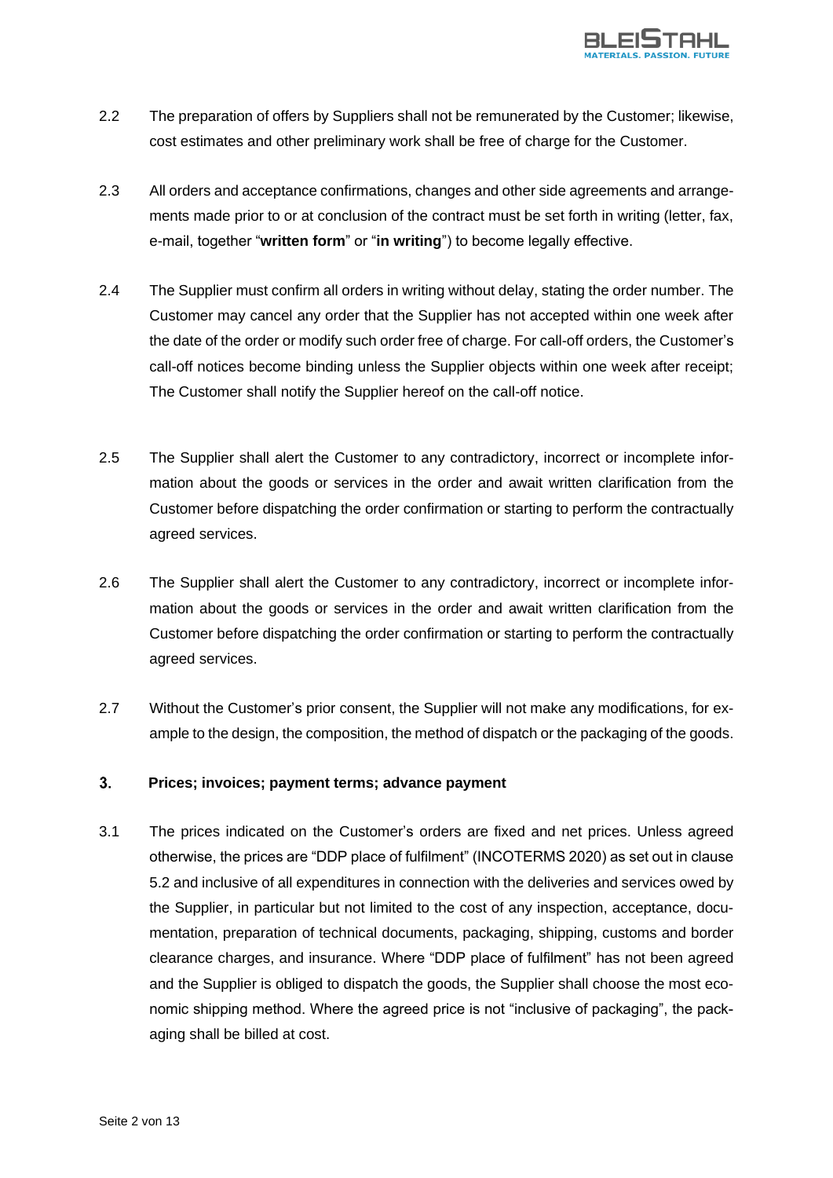2.2 The preparation of offers by Suppliers shall not be remunerated by the Customer; likewise, cost estimates and other preliminary work shall be free of charge for the Customer.

2.3 All orders and acceptance confirmations, changes and other side agreements and arrangements made prior to or at conclusion of the contract must be set forth in writing (letter, fax, e-mail, together "**written form**" or "**in writing**") to become legally effective.

2.4 The Supplier must confirm all orders in writing without delay, stating the order number. The Customer may cancel any order that the Supplier has not accepted within one week after the date of the order or modify such order free of charge. For call-off orders, the Customer's call-off notices become binding unless the Supplier objects within one week after receipt; The Customer shall notify the Supplier hereof on the call-off notice.

2.5 The Supplier shall alert the Customer to any contradictory, incorrect or incomplete information about the goods or services in the order and await written clarification from the Customer before dispatching the order confirmation or starting to perform the contractually agreed services.

2.6 The Supplier shall alert the Customer to any contradictory, incorrect or incomplete information about the goods or services in the order and await written clarification from the Customer before dispatching the order confirmation or starting to perform the contractually agreed services.

2.7 Without the Customer's prior consent, the Supplier will not make any modifications, for example to the design, the composition, the method of dispatch or the packaging of the goods.

## 3. Prices; invoices; payment terms; advance payment

3.1 The prices indicated on the Customer's orders are fixed and net prices. Unless agreed otherwise, the prices are "DDP place of fulfilment" (INCOTERMS 2020) as set out in clause 5.2 and inclusive of all expenditures in connection with the deliveries and services owed by the Supplier, in particular but not limited to the cost of any inspection, acceptance, documentation, preparation of technical documents, packaging, shipping, customs and border clearance charges, and insurance. Where "DDP place of fulfilment" has not been agreed and the Supplier is obliged to dispatch the goods, the Supplier shall choose the most economic shipping method. Where the agreed price is not "inclusive of packaging", the packaging shall be billed at cost.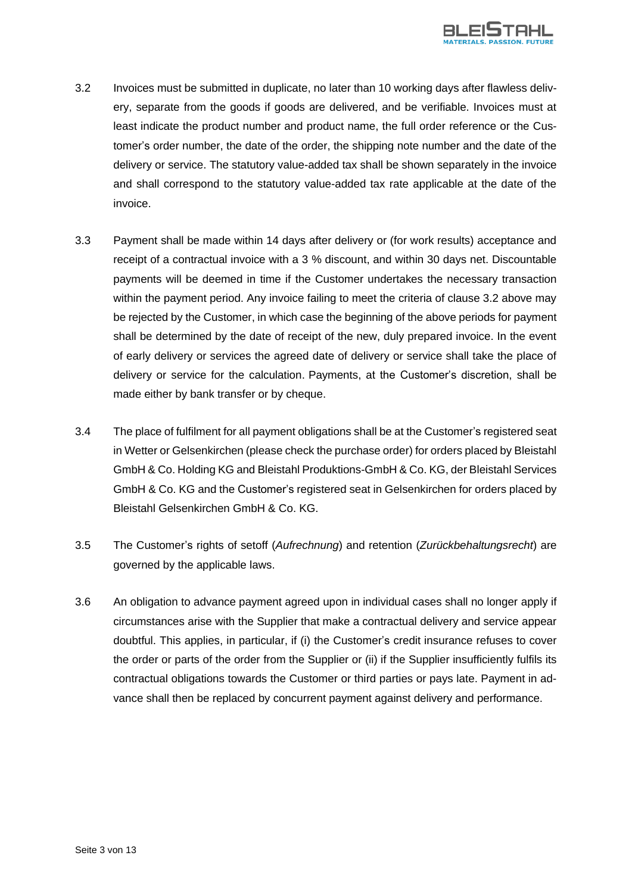3.2 Invoices must be submitted in duplicate, no later than 10 working days after flawless delivery, separate from the goods if goods are delivered, and be verifiable. Invoices must at least indicate the product number and product name, the full order reference or the Customer's order number, the date of the order, the shipping note number and the date of the delivery or service. The statutory value-added tax shall be shown separately in the invoice and shall correspond to the statutory value-added tax rate applicable at the date of the invoice.

3.3 Payment shall be made within 14 days after delivery or (for work results) acceptance and receipt of a contractual invoice with a 3 % discount, and within 30 days net. Discountable payments will be deemed in time if the Customer undertakes the necessary transaction within the payment period. Any invoice failing to meet the criteria of clause 3.2 above may be rejected by the Customer, in which case the beginning of the above periods for payment shall be determined by the date of receipt of the new, duly prepared invoice. In the event of early delivery or services the agreed date of delivery or service shall take the place of delivery or service for the calculation. Payments, at the Customer's discretion, shall be made either by bank transfer or by cheque.

3.4 The place of fulfilment for all payment obligations shall be at the Customer's registered seat in Wetter or Gelsenkirchen (please check the purchase order) for orders placed by Bleistahl GmbH & Co. Holding KG and Bleistahl Produktions-GmbH & Co. KG, der Bleistahl Services GmbH & Co. KG and the Customer's registered seat in Gelsenkirchen for orders placed by Bleistahl Gelsenkirchen GmbH & Co. KG.

3.5 The Customer's rights of setoff (*Aufrechnung*) and retention (*Zurückbehaltungsrecht*) are governed by the applicable laws.

3.6 An obligation to advance payment agreed upon in individual cases shall no longer apply if circumstances arise with the Supplier that make a contractual delivery and service appear doubtful. This applies, in particular, if (i) the Customer's credit insurance refuses to cover the order or parts of the order from the Supplier or (ii) if the Supplier insufficiently fulfils its contractual obligations towards the Customer or third parties or pays late. Payment in advance shall then be replaced by concurrent payment against delivery and performance.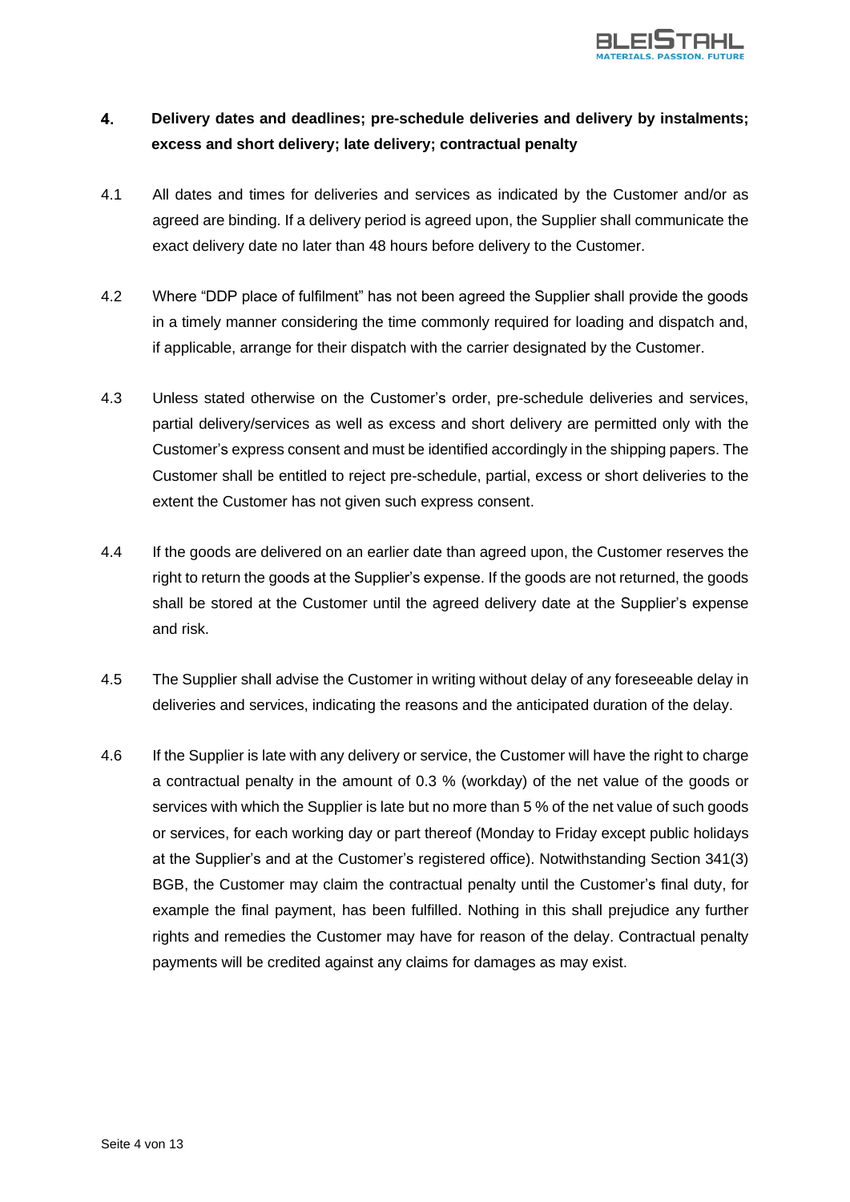## 4. Delivery dates and deadlines; pre-schedule deliveries and delivery by instalments; excess and short delivery; late delivery; contractual penalty

4.1 All dates and times for deliveries and services as indicated by the Customer and/or as agreed are binding. If a delivery period is agreed upon, the Supplier shall communicate the exact delivery date no later than 48 hours before delivery to the Customer.

4.2 Where "DDP place of fulfilment" has not been agreed the Supplier shall provide the goods in a timely manner considering the time commonly required for loading and dispatch and, if applicable, arrange for their dispatch with the carrier designated by the Customer.

4.3 Unless stated otherwise on the Customer's order, pre-schedule deliveries and services, partial delivery/services as well as excess and short delivery are permitted only with the Customer's express consent and must be identified accordingly in the shipping papers. The Customer shall be entitled to reject pre-schedule, partial, excess or short deliveries to the extent the Customer has not given such express consent.

4.4 If the goods are delivered on an earlier date than agreed upon, the Customer reserves the right to return the goods at the Supplier's expense. If the goods are not returned, the goods shall be stored at the Customer until the agreed delivery date at the Supplier's expense and risk.

4.5 The Supplier shall advise the Customer in writing without delay of any foreseeable delay in deliveries and services, indicating the reasons and the anticipated duration of the delay.

4.6 If the Supplier is late with any delivery or service, the Customer will have the right to charge a contractual penalty in the amount of 0.3 % (workday) of the net value of the goods or services with which the Supplier is late but no more than 5 % of the net value of such goods or services, for each working day or part thereof (Monday to Friday except public holidays at the Supplier's and at the Customer's registered office). Notwithstanding Section 341(3) BGB, the Customer may claim the contractual penalty until the Customer's final duty, for example the final payment, has been fulfilled. Nothing in this shall prejudice any further rights and remedies the Customer may have for reason of the delay. Contractual penalty payments will be credited against any claims for damages as may exist.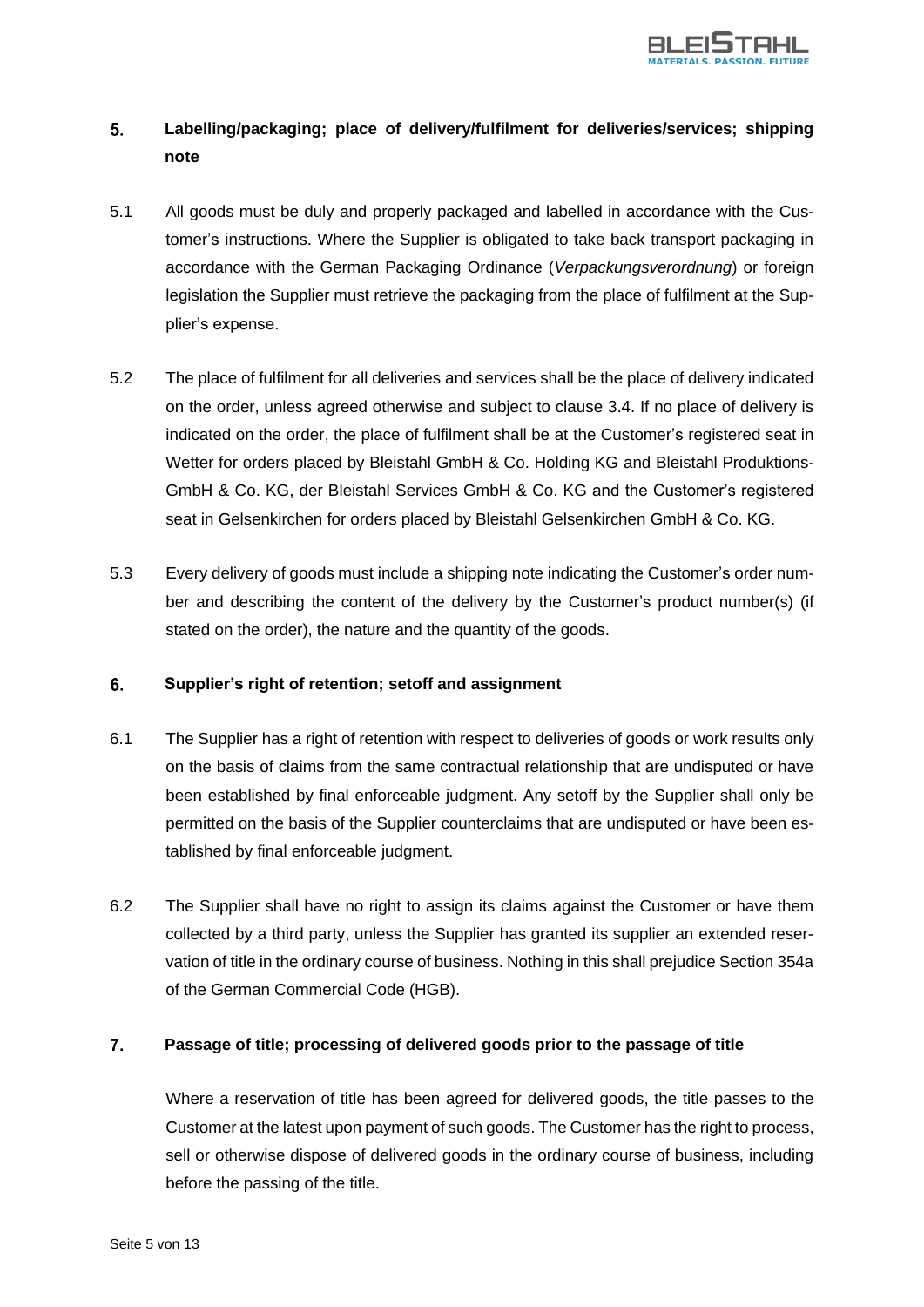## 5. Labelling/packaging; place of delivery/fulfilment for deliveries/services; shipping note

5.1 All goods must be duly and properly packaged and labelled in accordance with the Customer's instructions. Where the Supplier is obligated to take back transport packaging in accordance with the German Packaging Ordinance (*Verpackungsverordnung*) or foreign legislation the Supplier must retrieve the packaging from the place of fulfilment at the Supplier's expense.

5.2 The place of fulfilment for all deliveries and services shall be the place of delivery indicated on the order, unless agreed otherwise and subject to clause 3.4. If no place of delivery is indicated on the order, the place of fulfilment shall be at the Customer's registered seat in Wetter for orders placed by Bleistahl GmbH & Co. Holding KG and Bleistahl Produktions-GmbH & Co. KG, der Bleistahl Services GmbH & Co. KG and the Customer's registered seat in Gelsenkirchen for orders placed by Bleistahl Gelsenkirchen GmbH & Co. KG.

5.3 Every delivery of goods must include a shipping note indicating the Customer's order number and describing the content of the delivery by the Customer's product number(s) (if stated on the order), the nature and the quantity of the goods.

## 6. Supplier's right of retention; setoff and assignment

6.1 The Supplier has a right of retention with respect to deliveries of goods or work results only on the basis of claims from the same contractual relationship that are undisputed or have been established by final enforceable judgment. Any setoff by the Supplier shall only be permitted on the basis of the Supplier counterclaims that are undisputed or have been established by final enforceable judgment.

6.2 The Supplier shall have no right to assign its claims against the Customer or have them collected by a third party, unless the Supplier has granted its supplier an extended reservation of title in the ordinary course of business. Nothing in this shall prejudice Section 354a of the German Commercial Code (HGB).

## 7. Passage of title; processing of delivered goods prior to the passage of title

Where a reservation of title has been agreed for delivered goods, the title passes to the Customer at the latest upon payment of such goods. The Customer has the right to process, sell or otherwise dispose of delivered goods in the ordinary course of business, including before the passing of the title.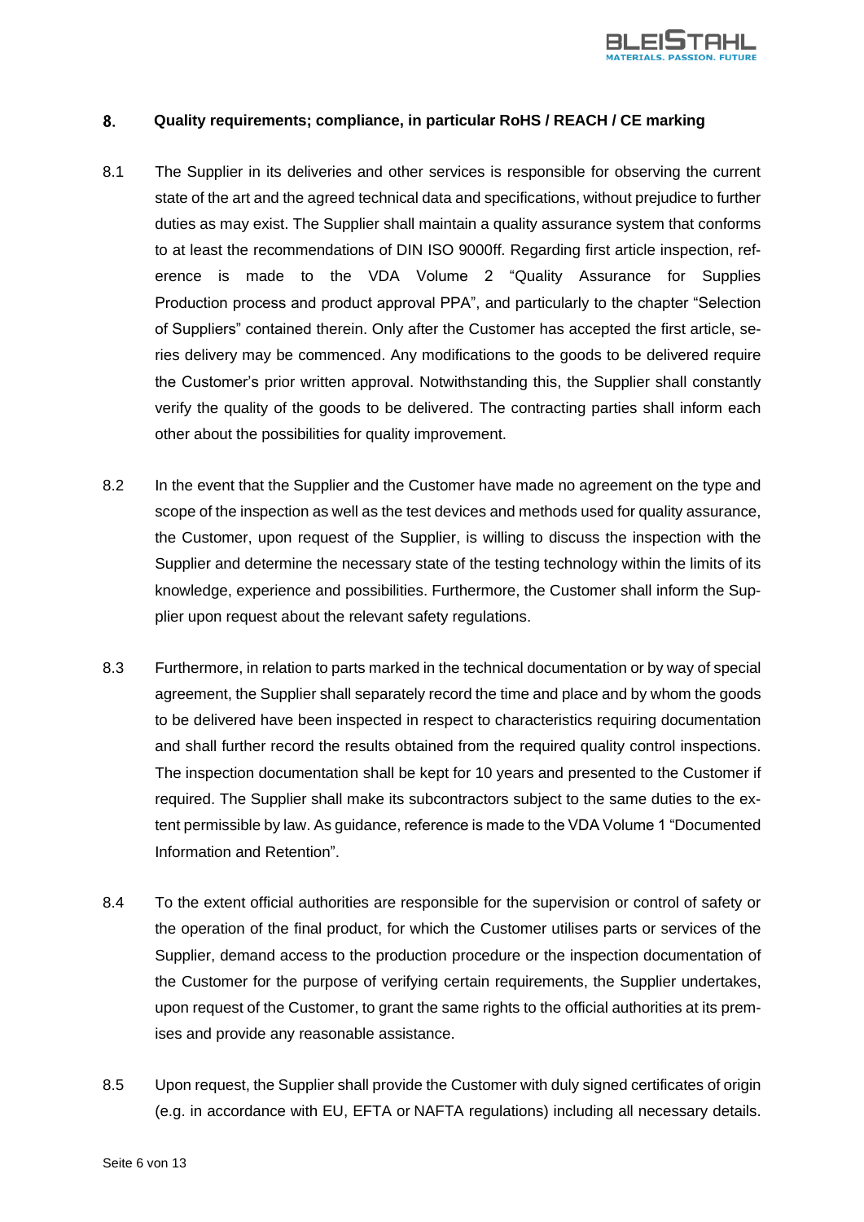## 8. Quality requirements; compliance, in particular RoHS / REACH / CE marking

8.1 The Supplier in its deliveries and other services is responsible for observing the current state of the art and the agreed technical data and specifications, without prejudice to further duties as may exist. The Supplier shall maintain a quality assurance system that conforms to at least the recommendations of DIN ISO 9000ff. Regarding first article inspection, reference is made to the VDA Volume 2 "Quality Assurance for Supplies Production process and product approval PPA", and particularly to the chapter "Selection of Suppliers" contained therein. Only after the Customer has accepted the first article, series delivery may be commenced. Any modifications to the goods to be delivered require the Customer's prior written approval. Notwithstanding this, the Supplier shall constantly verify the quality of the goods to be delivered. The contracting parties shall inform each other about the possibilities for quality improvement.

8.2 In the event that the Supplier and the Customer have made no agreement on the type and scope of the inspection as well as the test devices and methods used for quality assurance, the Customer, upon request of the Supplier, is willing to discuss the inspection with the Supplier and determine the necessary state of the testing technology within the limits of its knowledge, experience and possibilities. Furthermore, the Customer shall inform the Supplier upon request about the relevant safety regulations.

8.3 Furthermore, in relation to parts marked in the technical documentation or by way of special agreement, the Supplier shall separately record the time and place and by whom the goods to be delivered have been inspected in respect to characteristics requiring documentation and shall further record the results obtained from the required quality control inspections. The inspection documentation shall be kept for 10 years and presented to the Customer if required. The Supplier shall make its subcontractors subject to the same duties to the extent permissible by law. As guidance, reference is made to the VDA Volume 1 "Documented Information and Retention".

8.4 To the extent official authorities are responsible for the supervision or control of safety or the operation of the final product, for which the Customer utilises parts or services of the Supplier, demand access to the production procedure or the inspection documentation of the Customer for the purpose of verifying certain requirements, the Supplier undertakes, upon request of the Customer, to grant the same rights to the official authorities at its premises and provide any reasonable assistance.

8.5 Upon request, the Supplier shall provide the Customer with duly signed certificates of origin (e.g. in accordance with EU, EFTA or NAFTA regulations) including all necessary details.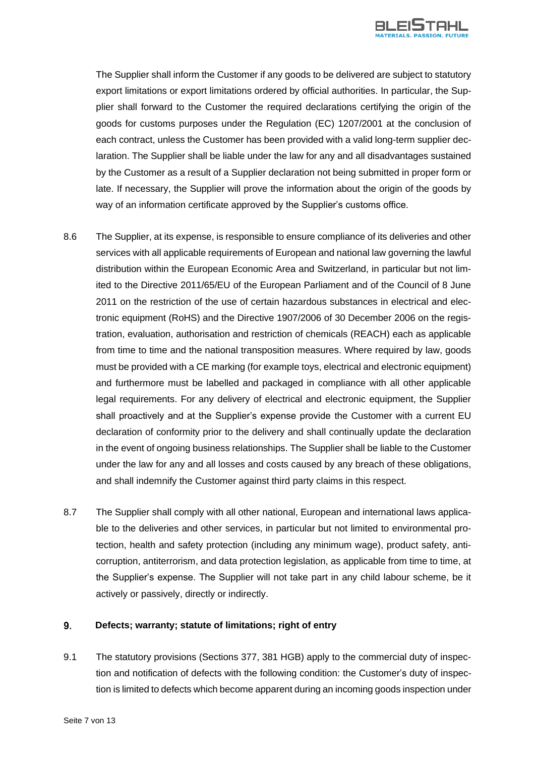The Supplier shall inform the Customer if any goods to be delivered are subject to statutory export limitations or export limitations ordered by official authorities. In particular, the Supplier shall forward to the Customer the required declarations certifying the origin of the goods for customs purposes under the Regulation (EC) 1207/2001 at the conclusion of each contract, unless the Customer has been provided with a valid long-term supplier declaration. The Supplier shall be liable under the law for any and all disadvantages sustained by the Customer as a result of a Supplier declaration not being submitted in proper form or late. If necessary, the Supplier will prove the information about the origin of the goods by way of an information certificate approved by the Supplier's customs office.

8.6 The Supplier, at its expense, is responsible to ensure compliance of its deliveries and other services with all applicable requirements of European and national law governing the lawful distribution within the European Economic Area and Switzerland, in particular but not limited to the Directive 2011/65/EU of the European Parliament and of the Council of 8 June 2011 on the restriction of the use of certain hazardous substances in electrical and electronic equipment (RoHS) and the Directive 1907/2006 of 30 December 2006 on the registration, evaluation, authorisation and restriction of chemicals (REACH) each as applicable from time to time and the national transposition measures. Where required by law, goods must be provided with a CE marking (for example toys, electrical and electronic equipment) and furthermore must be labelled and packaged in compliance with all other applicable legal requirements. For any delivery of electrical and electronic equipment, the Supplier shall proactively and at the Supplier's expense provide the Customer with a current EU declaration of conformity prior to the delivery and shall continually update the declaration in the event of ongoing business relationships. The Supplier shall be liable to the Customer under the law for any and all losses and costs caused by any breach of these obligations, and shall indemnify the Customer against third party claims in this respect.

8.7 The Supplier shall comply with all other national, European and international laws applicable to the deliveries and other services, in particular but not limited to environmental protection, health and safety protection (including any minimum wage), product safety, anti-corruption, antiterrorism, and data protection legislation, as applicable from time to time, at the Supplier's expense. The Supplier will not take part in any child labour scheme, be it actively or passively, directly or indirectly.

## 9. Defects; warranty; statute of limitations; right of entry

9.1 The statutory provisions (Sections 377, 381 HGB) apply to the commercial duty of inspection and notification of defects with the following condition: the Customer's duty of inspection is limited to defects which become apparent during an incoming goods inspection under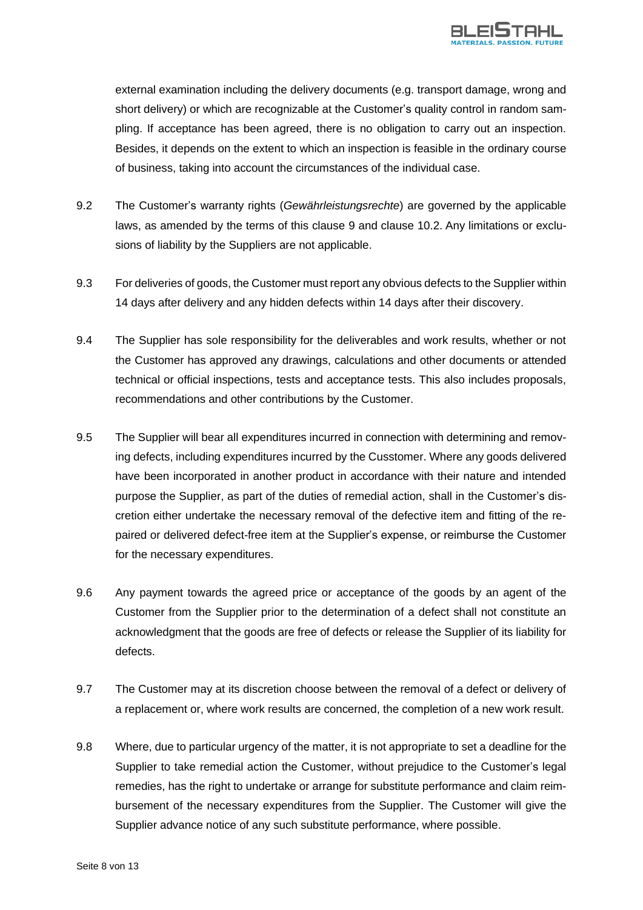external examination including the delivery documents (e.g. transport damage, wrong and short delivery) or which are recognizable at the Customer's quality control in random sampling. If acceptance has been agreed, there is no obligation to carry out an inspection. Besides, it depends on the extent to which an inspection is feasible in the ordinary course of business, taking into account the circumstances of the individual case.

9.2 The Customer's warranty rights (*Gewährleistungsrechte*) are governed by the applicable laws, as amended by the terms of this clause 9 and clause 10.2. Any limitations or exclusions of liability by the Suppliers are not applicable.

9.3 For deliveries of goods, the Customer must report any obvious defects to the Supplier within 14 days after delivery and any hidden defects within 14 days after their discovery.

9.4 The Supplier has sole responsibility for the deliverables and work results, whether or not the Customer has approved any drawings, calculations and other documents or attended technical or official inspections, tests and acceptance tests. This also includes proposals, recommendations and other contributions by the Customer.

9.5 The Supplier will bear all expenditures incurred in connection with determining and removing defects, including expenditures incurred by the Cusstomer. Where any goods delivered have been incorporated in another product in accordance with their nature and intended purpose the Supplier, as part of the duties of remedial action, shall in the Customer's discretion either undertake the necessary removal of the defective item and fitting of the repaired or delivered defect-free item at the Supplier's expense, or reimburse the Customer for the necessary expenditures.

9.6 Any payment towards the agreed price or acceptance of the goods by an agent of the Customer from the Supplier prior to the determination of a defect shall not constitute an acknowledgment that the goods are free of defects or release the Supplier of its liability for defects.

9.7 The Customer may at its discretion choose between the removal of a defect or delivery of a replacement or, where work results are concerned, the completion of a new work result.

9.8 Where, due to particular urgency of the matter, it is not appropriate to set a deadline for the Supplier to take remedial action the Customer, without prejudice to the Customer's legal remedies, has the right to undertake or arrange for substitute performance and claim reimbursement of the necessary expenditures from the Supplier. The Customer will give the Supplier advance notice of any such substitute performance, where possible.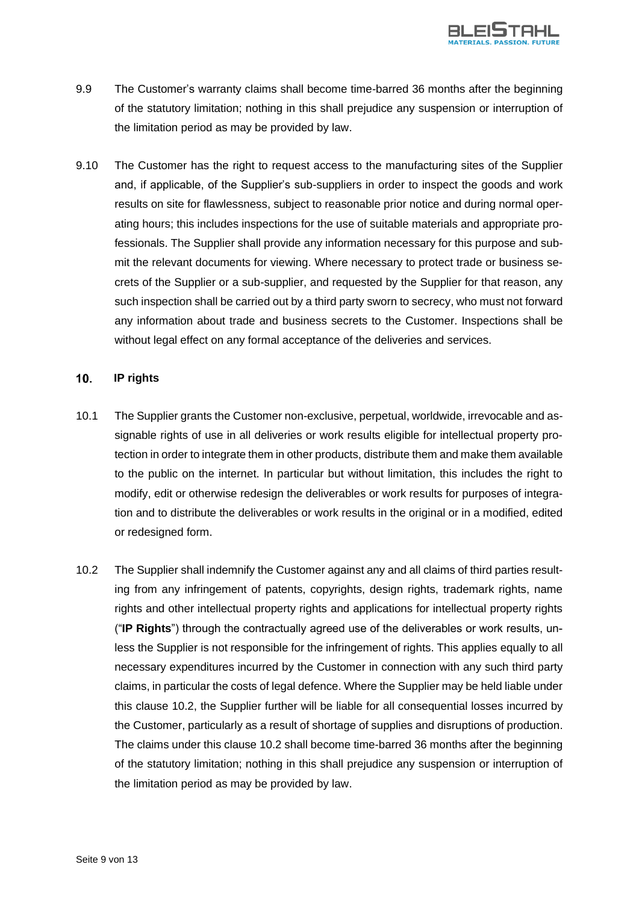9.9 The Customer's warranty claims shall become time-barred 36 months after the beginning of the statutory limitation; nothing in this shall prejudice any suspension or interruption of the limitation period as may be provided by law.

9.10 The Customer has the right to request access to the manufacturing sites of the Supplier and, if applicable, of the Supplier's sub-suppliers in order to inspect the goods and work results on site for flawlessness, subject to reasonable prior notice and during normal operating hours; this includes inspections for the use of suitable materials and appropriate professionals. The Supplier shall provide any information necessary for this purpose and submit the relevant documents for viewing. Where necessary to protect trade or business secrets of the Supplier or a sub-supplier, and requested by the Supplier for that reason, any such inspection shall be carried out by a third party sworn to secrecy, who must not forward any information about trade and business secrets to the Customer. Inspections shall be without legal effect on any formal acceptance of the deliveries and services.

## 10. IP rights

10.1 The Supplier grants the Customer non-exclusive, perpetual, worldwide, irrevocable and assignable rights of use in all deliveries or work results eligible for intellectual property protection in order to integrate them in other products, distribute them and make them available to the public on the internet. In particular but without limitation, this includes the right to modify, edit or otherwise redesign the deliverables or work results for purposes of integration and to distribute the deliverables or work results in the original or in a modified, edited or redesigned form.

10.2 The Supplier shall indemnify the Customer against any and all claims of third parties resulting from any infringement of patents, copyrights, design rights, trademark rights, name rights and other intellectual property rights and applications for intellectual property rights ("**IP Rights**") through the contractually agreed use of the deliverables or work results, unless the Supplier is not responsible for the infringement of rights. This applies equally to all necessary expenditures incurred by the Customer in connection with any such third party claims, in particular the costs of legal defence. Where the Supplier may be held liable under this clause 10.2, the Supplier further will be liable for all consequential losses incurred by the Customer, particularly as a result of shortage of supplies and disruptions of production. The claims under this clause 10.2 shall become time-barred 36 months after the beginning of the statutory limitation; nothing in this shall prejudice any suspension or interruption of the limitation period as may be provided by law.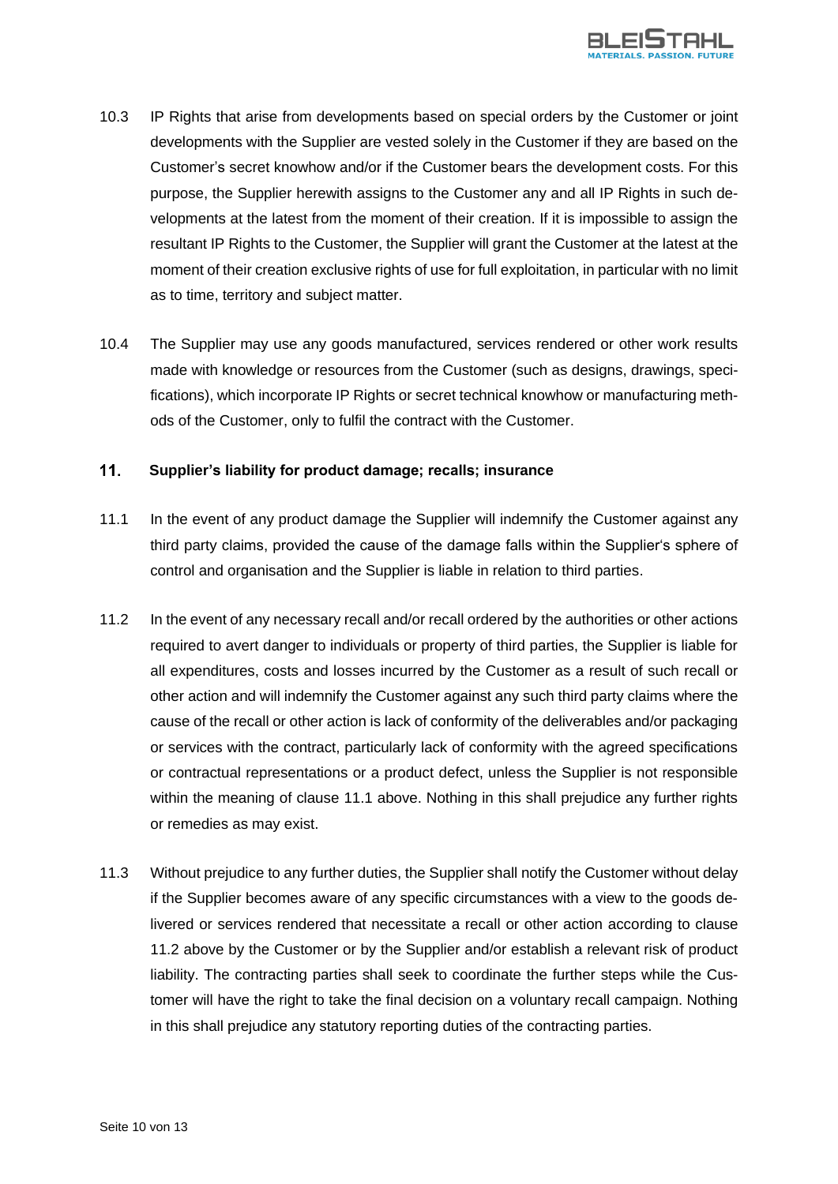10.3 IP Rights that arise from developments based on special orders by the Customer or joint developments with the Supplier are vested solely in the Customer if they are based on the Customer's secret knowhow and/or if the Customer bears the development costs. For this purpose, the Supplier herewith assigns to the Customer any and all IP Rights in such developments at the latest from the moment of their creation. If it is impossible to assign the resultant IP Rights to the Customer, the Supplier will grant the Customer at the latest at the moment of their creation exclusive rights of use for full exploitation, in particular with no limit as to time, territory and subject matter.

10.4 The Supplier may use any goods manufactured, services rendered or other work results made with knowledge or resources from the Customer (such as designs, drawings, specifications), which incorporate IP Rights or secret technical knowhow or manufacturing methods of the Customer, only to fulfil the contract with the Customer.

## 11. Supplier's liability for product damage; recalls; insurance

11.1 In the event of any product damage the Supplier will indemnify the Customer against any third party claims, provided the cause of the damage falls within the Supplier's sphere of control and organisation and the Supplier is liable in relation to third parties.

11.2 In the event of any necessary recall and/or recall ordered by the authorities or other actions required to avert danger to individuals or property of third parties, the Supplier is liable for all expenditures, costs and losses incurred by the Customer as a result of such recall or other action and will indemnify the Customer against any such third party claims where the cause of the recall or other action is lack of conformity of the deliverables and/or packaging or services with the contract, particularly lack of conformity with the agreed specifications or contractual representations or a product defect, unless the Supplier is not responsible within the meaning of clause 11.1 above. Nothing in this shall prejudice any further rights or remedies as may exist.

11.3 Without prejudice to any further duties, the Supplier shall notify the Customer without delay if the Supplier becomes aware of any specific circumstances with a view to the goods delivered or services rendered that necessitate a recall or other action according to clause 11.2 above by the Customer or by the Supplier and/or establish a relevant risk of product liability. The contracting parties shall seek to coordinate the further steps while the Customer will have the right to take the final decision on a voluntary recall campaign. Nothing in this shall prejudice any statutory reporting duties of the contracting parties.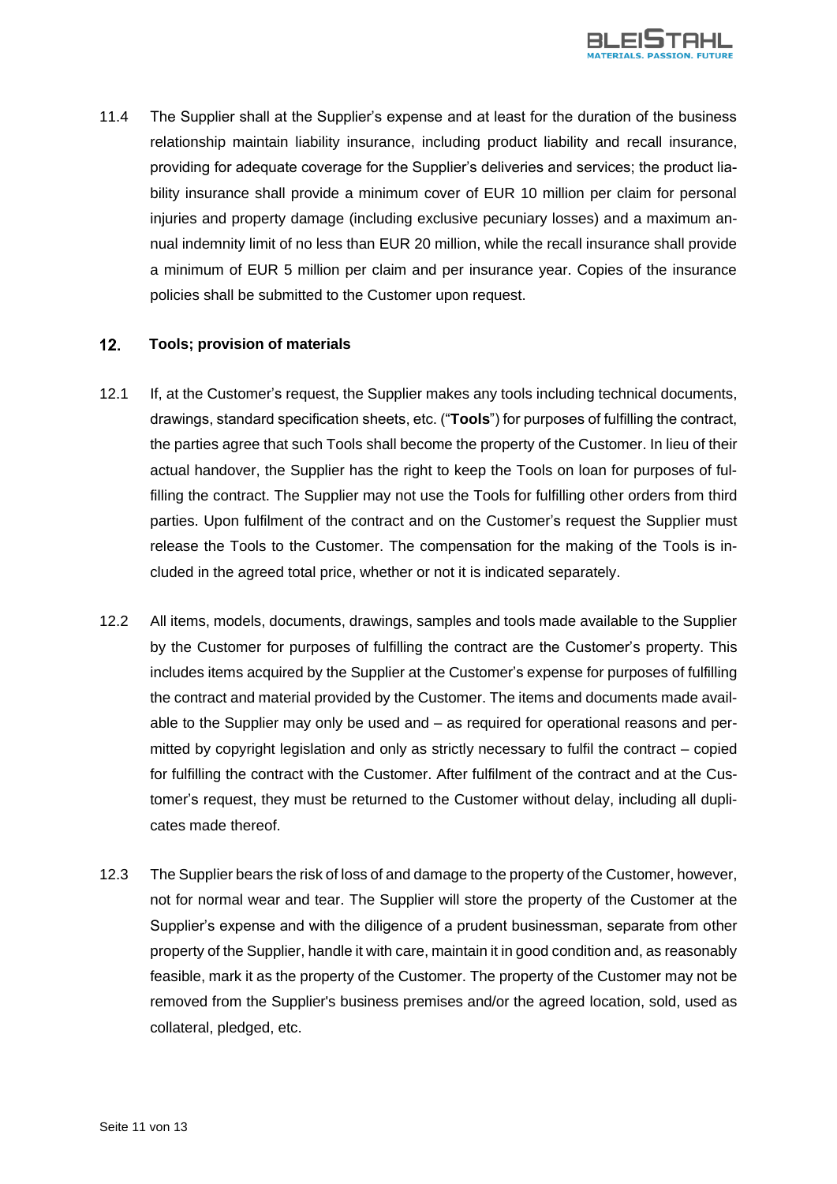11.4 The Supplier shall at the Supplier's expense and at least for the duration of the business relationship maintain liability insurance, including product liability and recall insurance, providing for adequate coverage for the Supplier's deliveries and services; the product liability insurance shall provide a minimum cover of EUR 10 million per claim for personal injuries and property damage (including exclusive pecuniary losses) and a maximum annual indemnity limit of no less than EUR 20 million, while the recall insurance shall provide a minimum of EUR 5 million per claim and per insurance year. Copies of the insurance policies shall be submitted to the Customer upon request.

## 12. Tools; provision of materials

12.1 If, at the Customer's request, the Supplier makes any tools including technical documents, drawings, standard specification sheets, etc. ("**Tools**") for purposes of fulfilling the contract, the parties agree that such Tools shall become the property of the Customer. In lieu of their actual handover, the Supplier has the right to keep the Tools on loan for purposes of fulfilling the contract. The Supplier may not use the Tools for fulfilling other orders from third parties. Upon fulfilment of the contract and on the Customer's request the Supplier must release the Tools to the Customer. The compensation for the making of the Tools is included in the agreed total price, whether or not it is indicated separately.

12.2 All items, models, documents, drawings, samples and tools made available to the Supplier by the Customer for purposes of fulfilling the contract are the Customer's property. This includes items acquired by the Supplier at the Customer's expense for purposes of fulfilling the contract and material provided by the Customer. The items and documents made available to the Supplier may only be used and – as required for operational reasons and permitted by copyright legislation and only as strictly necessary to fulfil the contract – copied for fulfilling the contract with the Customer. After fulfilment of the contract and at the Customer's request, they must be returned to the Customer without delay, including all duplicates made thereof.

12.3 The Supplier bears the risk of loss of and damage to the property of the Customer, however, not for normal wear and tear. The Supplier will store the property of the Customer at the Supplier's expense and with the diligence of a prudent businessman, separate from other property of the Supplier, handle it with care, maintain it in good condition and, as reasonably feasible, mark it as the property of the Customer. The property of the Customer may not be removed from the Supplier's business premises and/or the agreed location, sold, used as collateral, pledged, etc.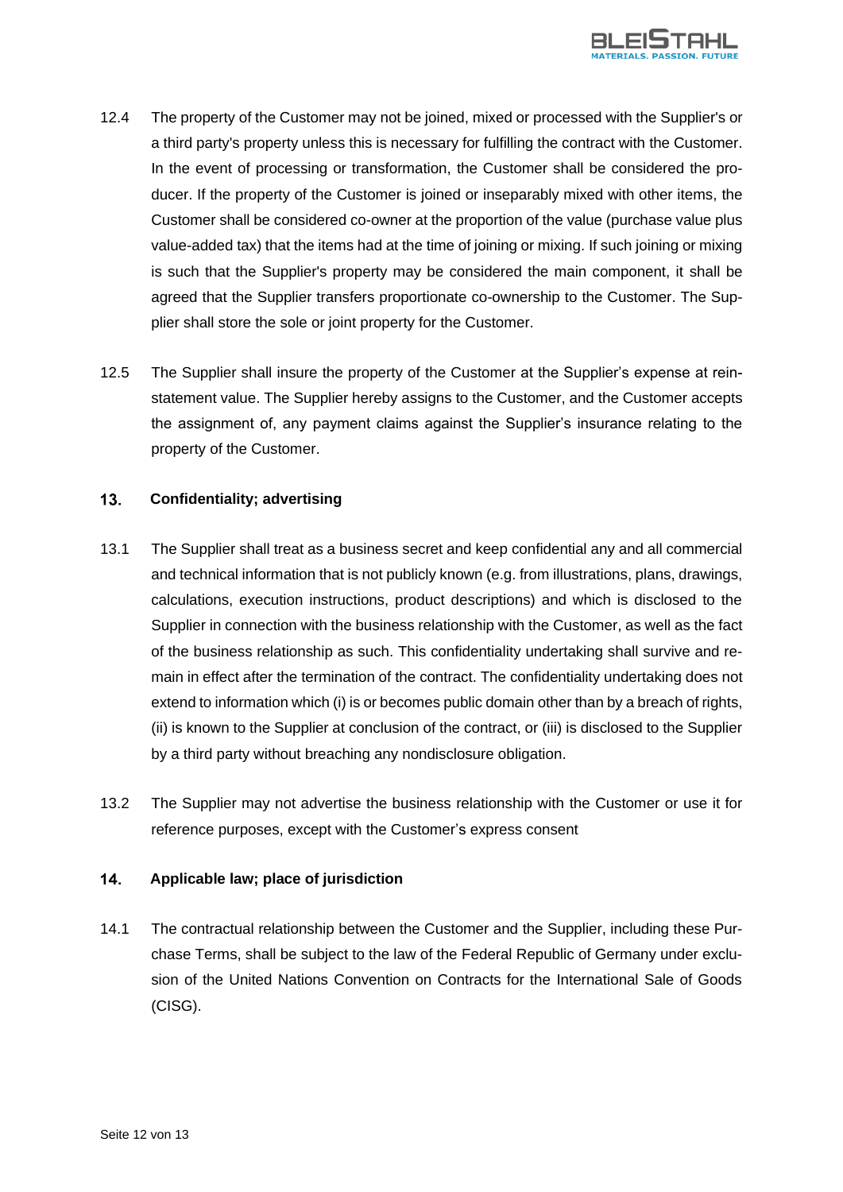12.4 The property of the Customer may not be joined, mixed or processed with the Supplier's or a third party's property unless this is necessary for fulfilling the contract with the Customer. In the event of processing or transformation, the Customer shall be considered the producer. If the property of the Customer is joined or inseparably mixed with other items, the Customer shall be considered co-owner at the proportion of the value (purchase value plus value-added tax) that the items had at the time of joining or mixing. If such joining or mixing is such that the Supplier's property may be considered the main component, it shall be agreed that the Supplier transfers proportionate co-ownership to the Customer. The Supplier shall store the sole or joint property for the Customer.

12.5 The Supplier shall insure the property of the Customer at the Supplier's expense at reinstatement value. The Supplier hereby assigns to the Customer, and the Customer accepts the assignment of, any payment claims against the Supplier's insurance relating to the property of the Customer.

## 13. Confidentiality; advertising

13.1 The Supplier shall treat as a business secret and keep confidential any and all commercial and technical information that is not publicly known (e.g. from illustrations, plans, drawings, calculations, execution instructions, product descriptions) and which is disclosed to the Supplier in connection with the business relationship with the Customer, as well as the fact of the business relationship as such. This confidentiality undertaking shall survive and remain in effect after the termination of the contract. The confidentiality undertaking does not extend to information which (i) is or becomes public domain other than by a breach of rights, (ii) is known to the Supplier at conclusion of the contract, or (iii) is disclosed to the Supplier by a third party without breaching any nondisclosure obligation.

13.2 The Supplier may not advertise the business relationship with the Customer or use it for reference purposes, except with the Customer's express consent

## 14. Applicable law; place of jurisdiction

14.1 The contractual relationship between the Customer and the Supplier, including these Purchase Terms, shall be subject to the law of the Federal Republic of Germany under exclusion of the United Nations Convention on Contracts for the International Sale of Goods (CISG).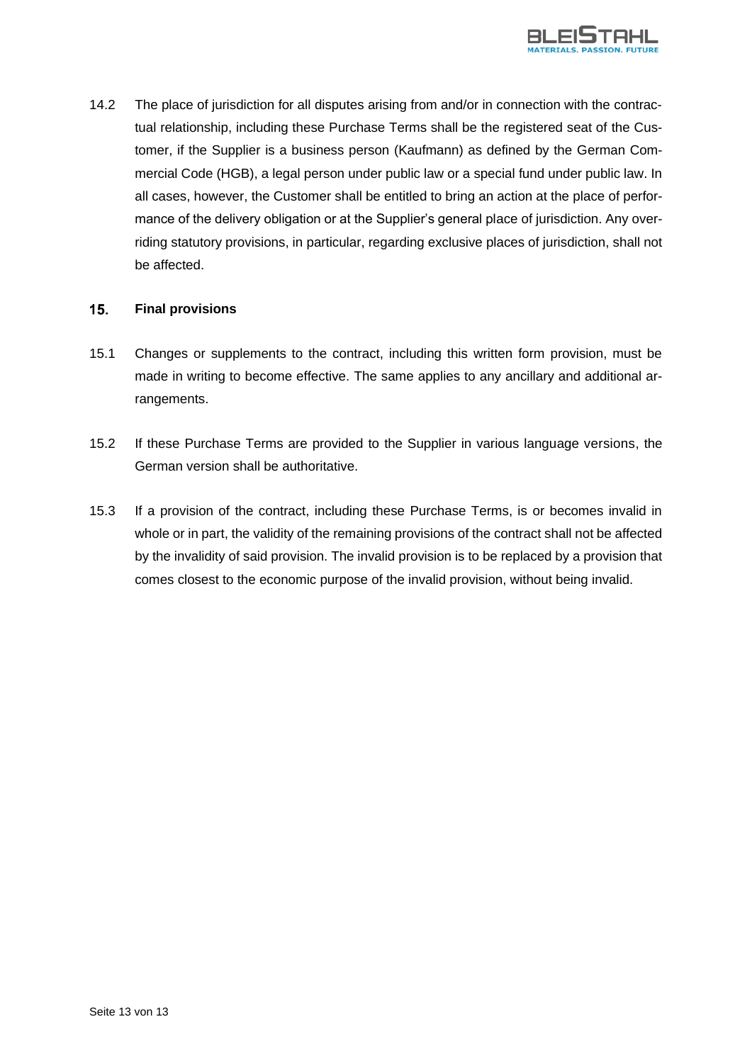14.2 The place of jurisdiction for all disputes arising from and/or in connection with the contractual relationship, including these Purchase Terms shall be the registered seat of the Customer, if the Supplier is a business person (Kaufmann) as defined by the German Commercial Code (HGB), a legal person under public law or a special fund under public law. In all cases, however, the Customer shall be entitled to bring an action at the place of performance of the delivery obligation or at the Supplier's general place of jurisdiction. Any overriding statutory provisions, in particular, regarding exclusive places of jurisdiction, shall not be affected.

## 15. Final provisions

15.1 Changes or supplements to the contract, including this written form provision, must be made in writing to become effective. The same applies to any ancillary and additional arrangements.

15.2 If these Purchase Terms are provided to the Supplier in various language versions, the German version shall be authoritative.

15.3 If a provision of the contract, including these Purchase Terms, is or becomes invalid in whole or in part, the validity of the remaining provisions of the contract shall not be affected by the invalidity of said provision. The invalid provision is to be replaced by a provision that comes closest to the economic purpose of the invalid provision, without being invalid.